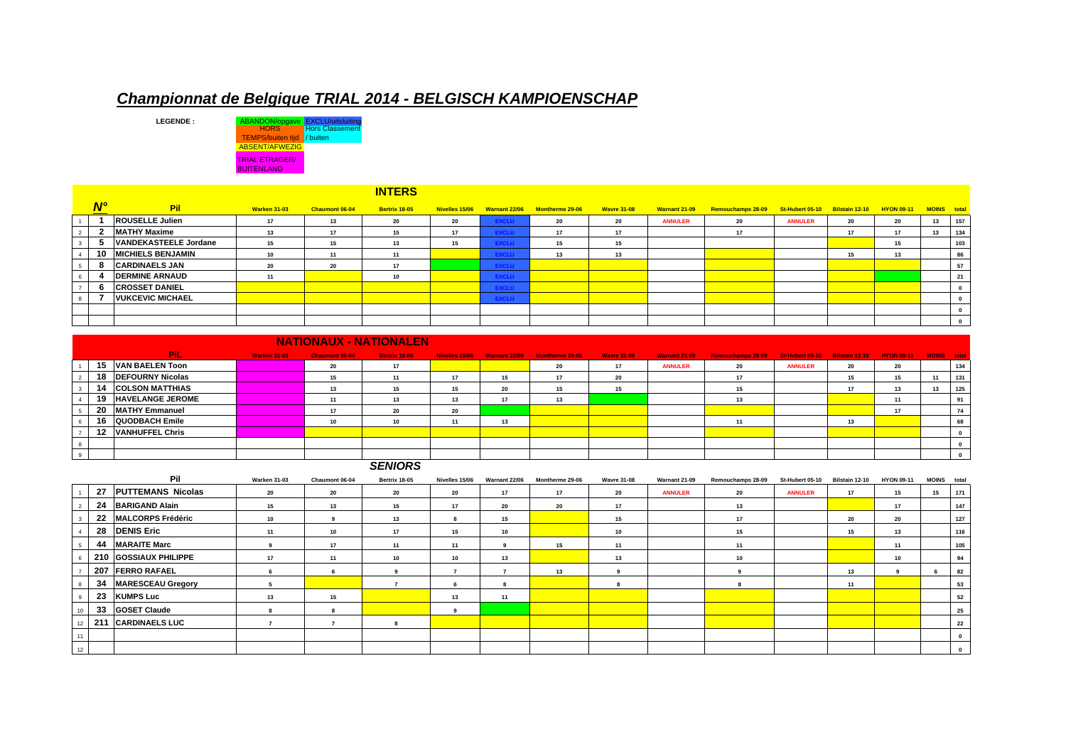# *Championnat de Belgique TRIAL 2014 - BELGISCH KAMPIOENSCHAP*

**LEGENDE :**

| | |
|---|---|
| ABANDON/opgave | EXCLU/uitsluiting |
| HORS TEMPS/buiten tijd | Hors Classement / buiten |
| ABSENT/AFWEZIG | |
| TRIAL ETRAGER/ BUITENLAND | |

## INTERS

| | N° | Pil | Warken 31-03 | Chaumont 06-04 | Bertrix 18-05 | Nivelles 15/06 | Warnant 22/06 | Montherme 29-06 | Wavre 31-08 | Warnant 21-09 | Remouchamps 28-09 | St-Hubert 05-10 | Bilstain 12-10 | HYON 09-11 | MOINS | total |
|---|---|---|---|---|---|---|---|---|---|---|---|---|---|---|---|---|
| 1 | 1 | ROUSELLE Julien | 17 | 13 | 20 | 20 | EXCLU | 20 | 20 | ANNULER | 20 | ANNULER | 20 | 20 | 13 | 157 |
| 2 | 2 | MATHY Maxime | 13 | 17 | 15 | 17 | EXCLU | 17 | 17 | | 17 | | 17 | 17 | 13 | 134 |
| 3 | 5 | VANDEKASTEELE Jordane | 15 | 15 | 13 | 15 | EXCLU | 15 | 15 | | | | | 15 | | 103 |
| 4 | 10 | MICHIELS BENJAMIN | 10 | 11 | 11 | | EXCLU | 13 | 13 | | | | 15 | 13 | | 86 |
| 5 | 8 | CARDINAELS JAN | 20 | 20 | 17 | | EXCLU | | | | | | | | | 57 |
| 6 | 4 | DERMINE ARNAUD | 11 | | 10 | | EXCLU | | | | | | | | | 21 |
| 7 | 6 | CROSSET DANIEL | | | | | EXCLU | | | | | | | | | 0 |
| 8 | 7 | VUKCEVIC MICHAEL | | | | | EXCLU | | | | | | | | | 0 |
| | | | | | | | | | | | | | | | | 0 |
| | | | | | | | | | | | | | | | | 0 |

## NATIONAUX - NATIONALEN

| | | PiL | Warken 31-03 | Chaumont 06-04 | Bertrix 18-05 | Nivelles 15/06 | Warnant 22/06 | Montherme 29-06 | Wavre 31-08 | Warnant 21-09 | Remouchamps 28-09 | St-Hubert 05-10 | Bilstain 12-10 | HYON 09-11 | MOINS | total |
|---|---|---|---|---|---|---|---|---|---|---|---|---|---|---|---|---|
| 1 | 15 | VAN BAELEN Toon | | 20 | 17 | | | 20 | 17 | ANNULER | 20 | ANNULER | 20 | 20 | | 134 |
| 2 | 18 | DEFOURNY Nicolas | | 15 | 11 | 17 | 15 | 17 | 20 | | 17 | | 15 | 15 | 11 | 131 |
| 3 | 14 | COLSON MATTHIAS | | 13 | 15 | 15 | 20 | 15 | 15 | | 15 | | 17 | 13 | 13 | 125 |
| 4 | 19 | HAVELANGE JEROME | | 11 | 13 | 13 | 17 | 13 | | | 13 | | | 11 | | 91 |
| 5 | 20 | MATHY Emmanuel | | 17 | 20 | 20 | | | | | | | | 17 | | 74 |
| 6 | 16 | QUODBACH Emile | | 10 | 10 | 11 | 13 | | | | 11 | | 13 | | | 68 |
| 7 | 12 | VANHUFFEL Chris | | | | | | | | | | | | | | 0 |
| 8 | | | | | | | | | | | | | | | | 0 |
| 9 | | | | | | | | | | | | | | | | 0 |

## *SENIORS*

| | | Pil | Warken 31-03 | Chaumont 06-04 | Bertrix 18-05 | Nivelles 15/06 | Warnant 22/06 | Montherme 29-06 | Wavre 31-08 | Warnant 21-09 | Remouchamps 28-09 | St-Hubert 05-10 | Bilstain 12-10 | HYON 09-11 | MOINS | total |
|---|---|---|---|---|---|---|---|---|---|---|---|---|---|---|---|---|
| 1 | 27 | PUTTEMANS Nicolas | 20 | 20 | 20 | 20 | 17 | 17 | 20 | ANNULER | 20 | ANNULER | 17 | 15 | 15 | 171 |
| 2 | 24 | BARIGAND Alain | 15 | 13 | 15 | 17 | 20 | 20 | 17 | | 13 | | | 17 | | 147 |
| 3 | 22 | MALCORPS Frédéric | 10 | 9 | 13 | 8 | 15 | | 15 | | 17 | | 20 | 20 | | 127 |
| 4 | 28 | DENIS Eric | 11 | 10 | 17 | 15 | 10 | | 10 | | 15 | | 15 | 13 | | 116 |
| 5 | 44 | MARAITE Marc | 9 | 17 | 11 | 11 | 9 | 15 | 11 | | 11 | | | 11 | | 105 |
| 6 | 210 | GOSSIAUX PHILIPPE | 17 | 11 | 10 | 10 | 13 | | 13 | | 10 | | | 10 | | 94 |
| 7 | 207 | FERRO RAFAEL | 6 | 6 | 9 | 7 | 7 | 13 | 9 | | 9 | | 13 | 9 | 6 | 82 |
| 8 | 34 | MARESCEAU Gregory | 5 | | 7 | 6 | 8 | | 8 | | 8 | | 11 | | | 53 |
| 9 | 23 | KUMPS Luc | 13 | 15 | | 13 | 11 | | | | | | | | | 52 |
| 10 | 33 | GOSET Claude | 8 | 8 | | 9 | | | | | | | | | | 25 |
| 12 | 211 | CARDINAELS LUC | 7 | 7 | 8 | | | | | | | | | | | 22 |
| 11 | | | | | | | | | | | | | | | | 0 |
| 12 | | | | | | | | | | | | | | | | 0 |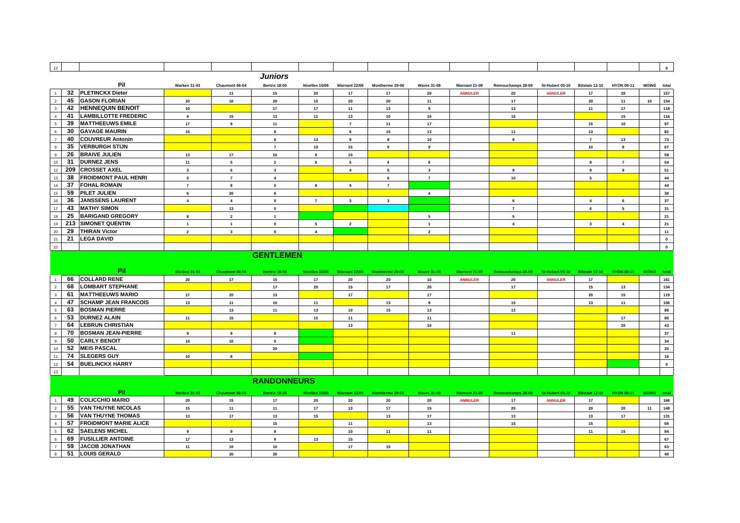| 12 | | | | | | | | | | | | | | | | | 0 |
|---|---|---|---|---|---|---|---|---|---|---|---|---|---|---|---|---|---|

## *Juniors*

| | | Pil | Warken 31-03 | Chaumont 06-04 | Bertrix 18-05 | Nivelles 15/06 | Warnant 22/06 | Montherme 29-06 | Wavre 31-08 | Warnant 21-09 | Remouchamps 28-09 | St-Hubert 05-10 | Bilstain 12-10 | HYON 09-11 | MOINS | total |
|---|---|---|---|---|---|---|---|---|---|---|---|---|---|---|---|---|
| 1 | 32 | PLETINCKX Dieter | | 11 | 15 | 20 | 17 | 17 | 20 | ANNULER | 20 | ANNULER | 17 | 20 | | 157 |
| 2 | 45 | GASON FLORIAN | 20 | 10 | 20 | 15 | 20 | 20 | 11 | | 17 | | 20 | 11 | 10 | 154 |
| 3 | 42 | HENNEQUIN BENOIT | 10 | | 17 | 17 | 11 | 13 | 9 | | 13 | | 11 | 17 | | 118 |
| 4 | 41 | LAMBILLOTTE FREDERIC | 9 | 15 | 13 | 11 | 13 | 10 | 15 | | 15 | | | 15 | | 116 |
| 5 | 39 | MATTHEEUWS EMILE | 17 | 9 | 11 | | 7 | 11 | 17 | | | | 15 | 10 | | 97 |
| 6 | 30 | GAVAGE MAURIN | 15 | | 9 | | 6 | 15 | 13 | | 11 | | 13 | | | 82 |
| 7 | 40 | COUVREUR Antonin | | | 6 | 13 | 8 | 8 | 10 | | 8 | | 7 | 13 | | 73 |
| 8 | 35 | VERBURGH STIJN | | | 7 | 10 | 15 | 9 | 8 | | | | 10 | 8 | | 67 |
| 9 | 26 | BRAIVE JULIEN | 13 | 17 | 10 | 9 | 10 | | | | | | | | | 59 |
| 10 | 31 | DURNEZ JENS | 11 | 5 | 2 | 6 | 5 | 4 | 6 | | | | 8 | 7 | | 54 |
| 12 | 209 | CROSSET AXEL | 3 | 6 | 3 | | 4 | 5 | 3 | | 9 | | 9 | 9 | | 51 |
| 13 | 38 | FROIDMONT PAUL HENRI | 5 | 7 | 4 | | | 6 | 7 | | 10 | | 5 | | | 44 |
| 14 | 37 | FOHAL ROMAIN | 7 | 8 | 5 | 8 | 9 | 7 | | | | | | | | 44 |
| 15 | 59 | PILET JULIEN | 6 | 20 | 8 | | | | 4 | | | | | | | 38 |
| 16 | 36 | JANSSENS LAURENT | 4 | 4 | 0 | 7 | 3 | 3 | | | 6 | | 4 | 6 | | 37 |
| 17 | 43 | MATHY SIMON | | 13 | 0 | | | | | | 7 | | 6 | 5 | | 31 |
| 18 | 25 | BARIGAND GREGORY | 8 | 2 | 1 | | | | 5 | | 5 | | | | | 21 |
| 19 | 213 | SIMONET QUENTIN | 1 | 1 | 0 | 5 | 2 | | 1 | | 4 | | 3 | 4 | | 21 |
| 20 | 29 | THIRAN Victor | 2 | 3 | 0 | 4 | | | 2 | | | | | | | 11 |
| 21 | 21 | LEGA DAVID | | | | | | | | | | | | | | 0 |
| 22 | | | | | | | | | | | | | | | | 0 |

## GENTLEMEN

| | | Pil | Warken 31-03 | Chaumont 06-04 | Bertrix 18-05 | Nivelles 15/06 | Warnant 22/06 | Montherme 29-06 | Wavre 31-08 | Warnant 21-09 | Remouchamps 28-09 | St-Hubert 05-10 | Bilstain 12-10 | HYON 09-11 | MOINS | total |
|---|---|---|---|---|---|---|---|---|---|---|---|---|---|---|---|---|
| 1 | 66 | COLLARD RENE | 20 | 17 | 15 | 17 | 20 | 20 | 15 | ANNULER | 20 | ANNULER | 17 | | | 161 |
| 2 | 68 | LOMBART STEPHANE | | | 17 | 20 | 15 | 17 | 20 | | 17 | | 15 | 13 | | 134 |
| 3 | 61 | MATTHEEUWS MARIO | 17 | 20 | 13 | | 17 | | 17 | | | | 20 | 15 | | 119 |
| 4 | 47 | SCHAMP JEAN FRANCOIS | 13 | 11 | 10 | 11 | | 13 | 9 | | 15 | | 13 | 11 | | 106 |
| 5 | 63 | BOSMAN PIERRE | | 13 | 11 | 13 | 10 | 15 | 13 | | 13 | | | | | 88 |
| 6 | 53 | DURNEZ ALAIN | 11 | 15 | | 15 | 11 | | 11 | | | | | 17 | | 80 |
| 7 | 64 | LEBRUN CHRISTIAN | | | | | 13 | | 10 | | | | | 20 | | 43 |
| 8 | 70 | BOSMAN JEAN-PIERRE | 9 | 9 | 8 | | | | | | 11 | | | | | 37 |
| 9 | 50 | CARLY BENOIT | 15 | 10 | 9 | | | | | | | | | | | 34 |
| 10 | 52 | MEIS PASCAL | | | 20 | | | | | | | | | | | 20 |
| 11 | 74 | SLEGERS GUY | 10 | 8 | | | | | | | | | | | | 18 |
| 12 | 54 | BUELINCKX HARRY | | | | | | | | | | | | | | 0 |
| 13 | | | | | | | | | | | | | | | | |

## RANDONNEURS

| | | Pil | Warken 31-03 | Chaumont 06-04 | Bertrix 18-05 | Nivelles 15/06 | Warnant 22/06 | Montherme 29-06 | Wavre 31-08 | Warnant 21-09 | Remouchamps 28-09 | St-Hubert 05-10 | Bilstain 12-10 | HYON 09-11 | MOINS | total |
|---|---|---|---|---|---|---|---|---|---|---|---|---|---|---|---|---|
| 1 | 49 | COLICCHIO MARIO | 20 | 15 | 17 | 20 | 20 | 20 | 20 | ANNULER | 17 | ANNULER | 17 | | | 166 |
| 2 | 55 | VAN THUYNE NICOLAS | 15 | 11 | 11 | 17 | 13 | 17 | 15 | | 20 | | 20 | 20 | 11 | 148 |
| 3 | 56 | VAN THUYNE THOMAS | 13 | 17 | 13 | 15 | | 13 | 17 | | 13 | | 13 | 17 | | 131 |
| 4 | 57 | FROIDMONT MARIE ALICE | | | 15 | | 11 | | 13 | | 15 | | 15 | | | 69 |
| 5 | 62 | SAELENS MICHEL | 9 | 9 | 8 | | 10 | 11 | 11 | | | | 11 | 15 | | 84 |
| 6 | 69 | FUSILLIER ANTOINE | 17 | 13 | 9 | 13 | 15 | | | | | | | | | 67 |
| 7 | 59 | JACOB JONATHAN | 11 | 10 | 10 | | 17 | 15 | | | | | | | | 63 |
| 8 | 51 | LOUIS GERALD | | 20 | 20 | | | | | | | | | | | 40 |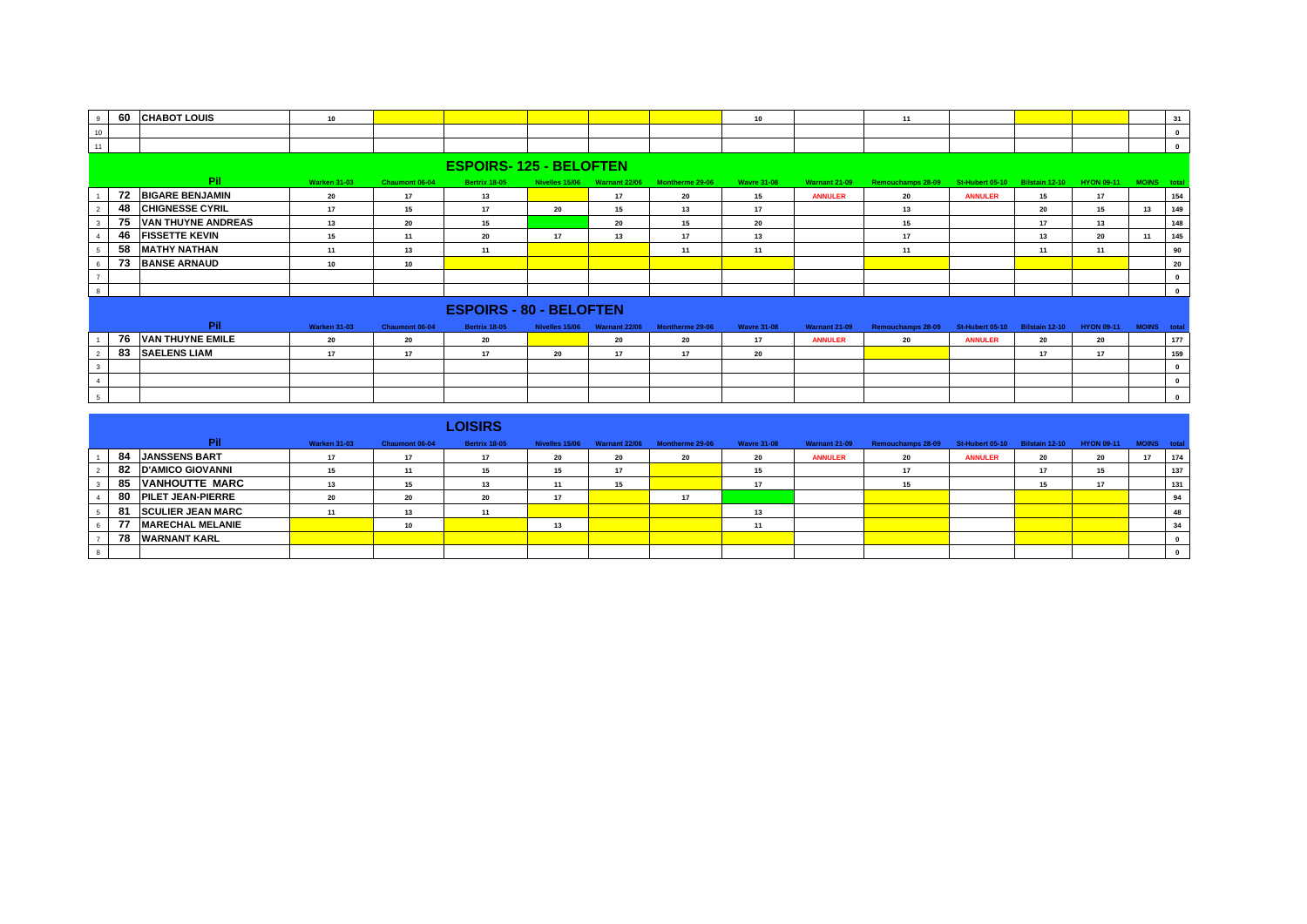| | | | | | | | | | | | | | | | | | |
|---|---|---|---|---|---|---|---|---|---|---|---|---|---|---|---|---|---|
| 9 | 60 | CHABOT LOUIS | 10 | | | | | | 10 | | 11 | | | | | | 31 |
| 10 | | | | | | | | | | | | | | | | | 0 |
| 11 | | | | | | | | | | | | | | | | | 0 |

## ESPOIRS- 125 - BELOFTEN

| | | Pil | Warken 31-03 | Chaumont 06-04 | Bertrix 18-05 | Nivelles 15/06 | Warnant 22/06 | Montherme 29-06 | Wavre 31-08 | Warnant 21-09 | Remouchamps 28-09 | St-Hubert 05-10 | Bilstain 12-10 | HYON 09-11 | MOINS | total |
|---|---|---|---|---|---|---|---|---|---|---|---|---|---|---|---|---|
| 1 | 72 | BIGARE BENJAMIN | 20 | 17 | 13 | | 17 | 20 | 15 | ANNULER | 20 | ANNULER | 15 | 17 | | 154 |
| 2 | 48 | CHIGNESSE CYRIL | 17 | 15 | 17 | 20 | 15 | 13 | 17 | | 13 | | 20 | 15 | 13 | 149 |
| 3 | 75 | VAN THUYNE ANDREAS | 13 | 20 | 15 | | 20 | 15 | 20 | | 15 | | 17 | 13 | | 148 |
| 4 | 46 | FISSETTE KEVIN | 15 | 11 | 20 | 17 | 13 | 17 | 13 | | 17 | | 13 | 20 | 11 | 145 |
| 5 | 58 | MATHY NATHAN | 11 | 13 | 11 | | | 11 | 11 | | 11 | | 11 | 11 | | 90 |
| 6 | 73 | BANSE ARNAUD | 10 | 10 | | | | | | | | | | | | 20 |
| 7 | | | | | | | | | | | | | | | | 0 |
| 8 | | | | | | | | | | | | | | | | 0 |

## ESPOIRS - 80 - BELOFTEN

| | | Pil | Warken 31-03 | Chaumont 06-04 | Bertrix 18-05 | Nivelles 15/06 | Warnant 22/06 | Montherme 29-06 | Wavre 31-08 | Warnant 21-09 | Remouchamps 28-09 | St-Hubert 05-10 | Bilstain 12-10 | HYON 09-11 | MOINS | total |
|---|---|---|---|---|---|---|---|---|---|---|---|---|---|---|---|---|
| 1 | 76 | VAN THUYNE EMILE | 20 | 20 | 20 | | 20 | 20 | 17 | ANNULER | 20 | ANNULER | 20 | 20 | | 177 |
| 2 | 83 | SAELENS LIAM | 17 | 17 | 17 | 20 | 17 | 17 | 20 | | | | 17 | 17 | | 159 |
| 3 | | | | | | | | | | | | | | | | 0 |
| 4 | | | | | | | | | | | | | | | | 0 |
| 5 | | | | | | | | | | | | | | | | 0 |

## LOISIRS

| | | Pil | Warken 31-03 | Chaumont 06-04 | Bertrix 18-05 | Nivelles 15/06 | Warnant 22/06 | Montherme 29-06 | Wavre 31-08 | Warnant 21-09 | Remouchamps 28-09 | St-Hubert 05-10 | Bilstain 12-10 | HYON 09-11 | MOINS | total |
|---|---|---|---|---|---|---|---|---|---|---|---|---|---|---|---|---|
| 1 | 84 | JANSSENS BART | 17 | 17 | 17 | 20 | 20 | 20 | 20 | ANNULER | 20 | ANNULER | 20 | 20 | 17 | 174 |
| 2 | 82 | D'AMICO GIOVANNI | 15 | 11 | 15 | 15 | 17 | | 15 | | 17 | | 17 | 15 | | 137 |
| 3 | 85 | VANHOUTTE MARC | 13 | 15 | 13 | 11 | 15 | | 17 | | 15 | | 15 | 17 | | 131 |
| 4 | 80 | PILET JEAN-PIERRE | 20 | 20 | 20 | 17 | | 17 | | | | | | | | 94 |
| 5 | 81 | SCULIER JEAN MARC | 11 | 13 | 11 | | | | 13 | | | | | | | 48 |
| 6 | 77 | MARECHAL MELANIE | | 10 | | 13 | | | 11 | | | | | | | 34 |
| 7 | 78 | WARNANT KARL | | | | | | | | | | | | | | 0 |
| 8 | | | | | | | | | | | | | | | | 0 |